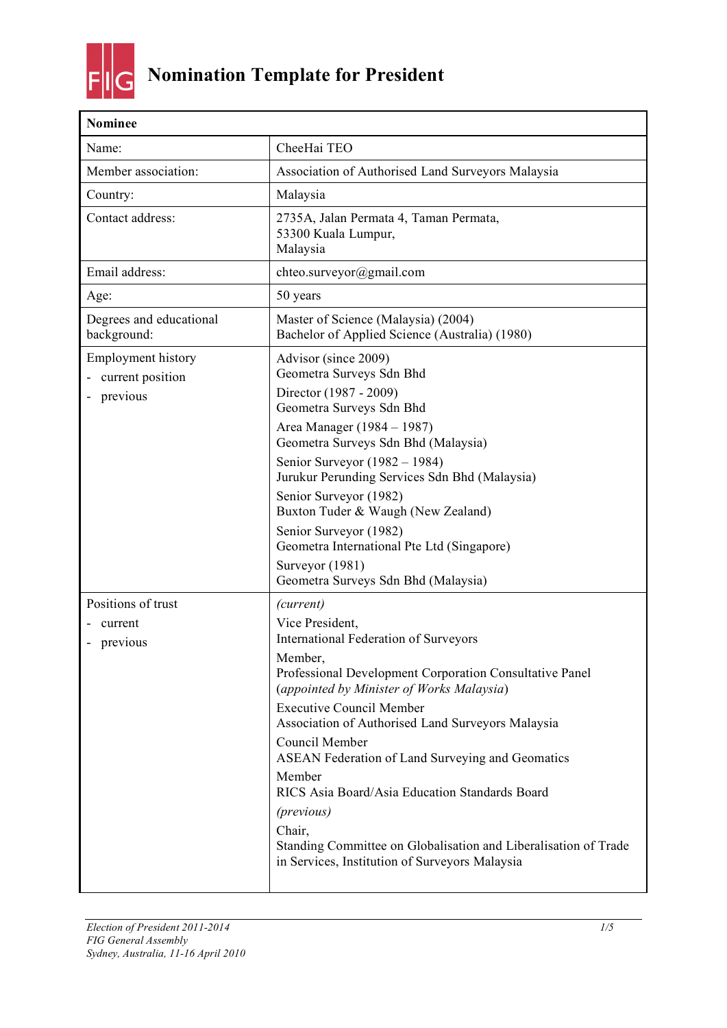# Nomination Template for President

| Nominee | |
|---|---|
| Name: | CheeHai TEO |
| Member association: | Association of Authorised Land Surveyors Malaysia |
| Country: | Malaysia |
| Contact address: | 2735A, Jalan Permata 4, Taman Permata,<br>53300 Kuala Lumpur,<br>Malaysia |
| Email address: | chteo.surveyor@gmail.com |
| Age: | 50 years |
| Degrees and educational background: | Master of Science (Malaysia) (2004)<br>Bachelor of Applied Science (Australia) (1980) |
| Employment history<br>- current position<br>- previous | Advisor (since 2009)<br>Geometra Surveys Sdn Bhd<br>Director (1987 - 2009)<br>Geometra Surveys Sdn Bhd<br>Area Manager (1984 – 1987)<br>Geometra Surveys Sdn Bhd (Malaysia)<br>Senior Surveyor (1982 – 1984)<br>Jurukur Perunding Services Sdn Bhd (Malaysia)<br>Senior Surveyor (1982)<br>Buxton Tuder & Waugh (New Zealand)<br>Senior Surveyor (1982)<br>Geometra International Pte Ltd (Singapore)<br>Surveyor (1981)<br>Geometra Surveys Sdn Bhd (Malaysia) |
| Positions of trust<br>- current<br>- previous | *(current)*<br>Vice President,<br>International Federation of Surveyors<br>Member,<br>Professional Development Corporation Consultative Panel<br>(*appointed by Minister of Works Malaysia*)<br>Executive Council Member<br>Association of Authorised Land Surveyors Malaysia<br>Council Member<br>ASEAN Federation of Land Surveying and Geomatics<br>Member<br>RICS Asia Board/Asia Education Standards Board<br>*(previous)*<br>Chair,<br>Standing Committee on Globalisation and Liberalisation of Trade in Services, Institution of Surveyors Malaysia |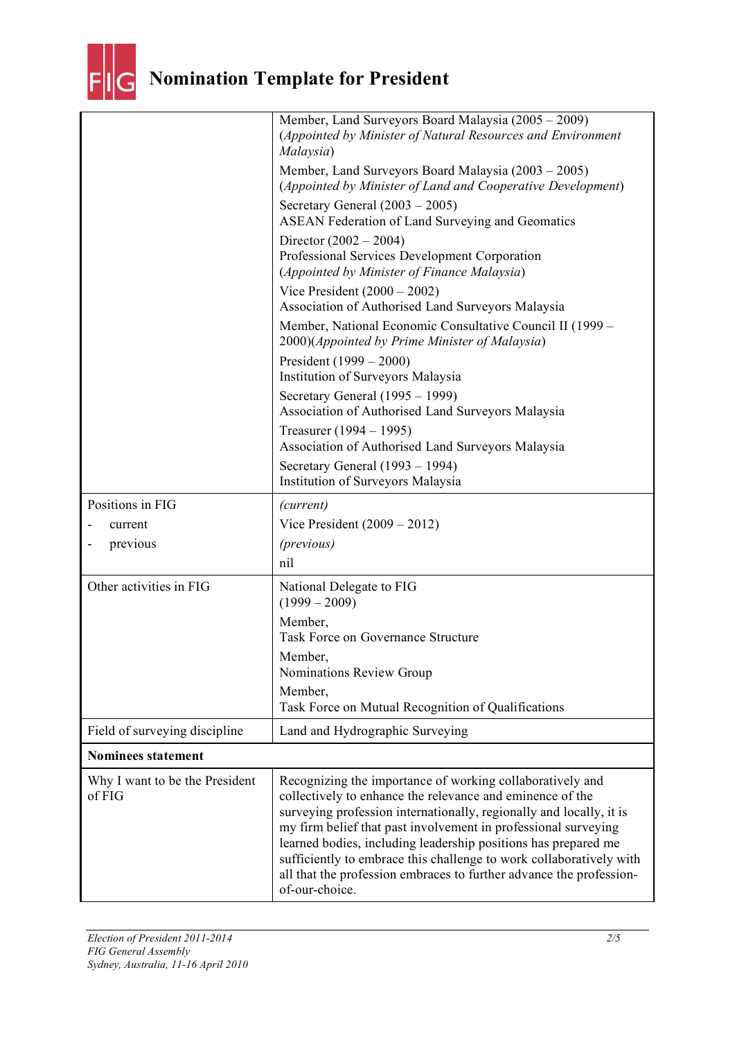# Nomination Template for President

| | |
|---|---|
| | Member, Land Surveyors Board Malaysia (2005 – 2009) (*Appointed by Minister of Natural Resources and Environment Malaysia*)<br>Member, Land Surveyors Board Malaysia (2003 – 2005) (*Appointed by Minister of Land and Cooperative Development*)<br>Secretary General (2003 – 2005) ASEAN Federation of Land Surveying and Geomatics<br>Director (2002 – 2004) Professional Services Development Corporation (*Appointed by Minister of Finance Malaysia*)<br>Vice President (2000 – 2002) Association of Authorised Land Surveyors Malaysia<br>Member, National Economic Consultative Council II (1999 – 2000)(*Appointed by Prime Minister of Malaysia*)<br>President (1999 – 2000) Institution of Surveyors Malaysia<br>Secretary General (1995 – 1999) Association of Authorised Land Surveyors Malaysia<br>Treasurer (1994 – 1995) Association of Authorised Land Surveyors Malaysia<br>Secretary General (1993 – 1994) Institution of Surveyors Malaysia |
| Positions in FIG<br>- current<br>- previous | *(current)*<br>Vice President (2009 – 2012)<br>*(previous)*<br>nil |
| Other activities in FIG | National Delegate to FIG (1999 – 2009)<br>Member, Task Force on Governance Structure<br>Member, Nominations Review Group<br>Member, Task Force on Mutual Recognition of Qualifications |
| Field of surveying discipline | Land and Hydrographic Surveying |
| **Nominees statement** | |
| Why I want to be the President of FIG | Recognizing the importance of working collaboratively and collectively to enhance the relevance and eminence of the surveying profession internationally, regionally and locally, it is my firm belief that past involvement in professional surveying learned bodies, including leadership positions has prepared me sufficiently to embrace this challenge to work collaboratively with all that the profession embraces to further advance the profession-of-our-choice. |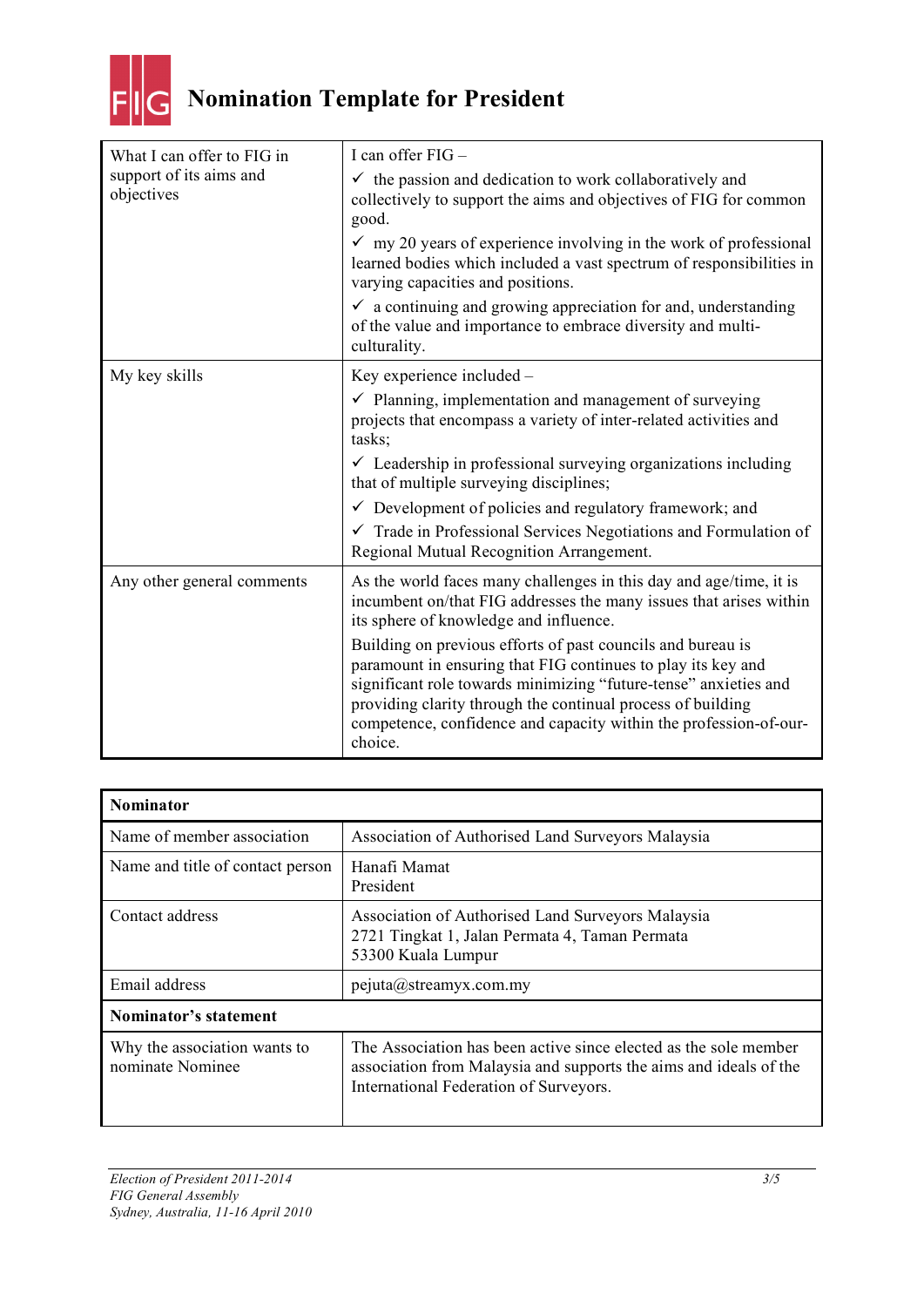# Nomination Template for President

| What I can offer to FIG in support of its aims and objectives | I can offer FIG –<br>✓ the passion and dedication to work collaboratively and collectively to support the aims and objectives of FIG for common good.<br>✓ my 20 years of experience involving in the work of professional learned bodies which included a vast spectrum of responsibilities in varying capacities and positions.<br>✓ a continuing and growing appreciation for and, understanding of the value and importance to embrace diversity and multi-culturality. |
|---|---|
| My key skills | Key experience included –<br>✓ Planning, implementation and management of surveying projects that encompass a variety of inter-related activities and tasks;<br>✓ Leadership in professional surveying organizations including that of multiple surveying disciplines;<br>✓ Development of policies and regulatory framework; and<br>✓ Trade in Professional Services Negotiations and Formulation of Regional Mutual Recognition Arrangement. |
| Any other general comments | As the world faces many challenges in this day and age/time, it is incumbent on/that FIG addresses the many issues that arises within its sphere of knowledge and influence.<br>Building on previous efforts of past councils and bureau is paramount in ensuring that FIG continues to play its key and significant role towards minimizing "future-tense" anxieties and providing clarity through the continual process of building competence, confidence and capacity within the profession-of-our-choice. |

| **Nominator** | |
|---|---|
| Name of member association | Association of Authorised Land Surveyors Malaysia |
| Name and title of contact person | Hanafi Mamat<br>President |
| Contact address | Association of Authorised Land Surveyors Malaysia<br>2721 Tingkat 1, Jalan Permata 4, Taman Permata<br>53300 Kuala Lumpur |
| Email address | pejuta@streamyx.com.my |
| **Nominator's statement** | |
| Why the association wants to nominate Nominee | The Association has been active since elected as the sole member association from Malaysia and supports the aims and ideals of the International Federation of Surveyors. |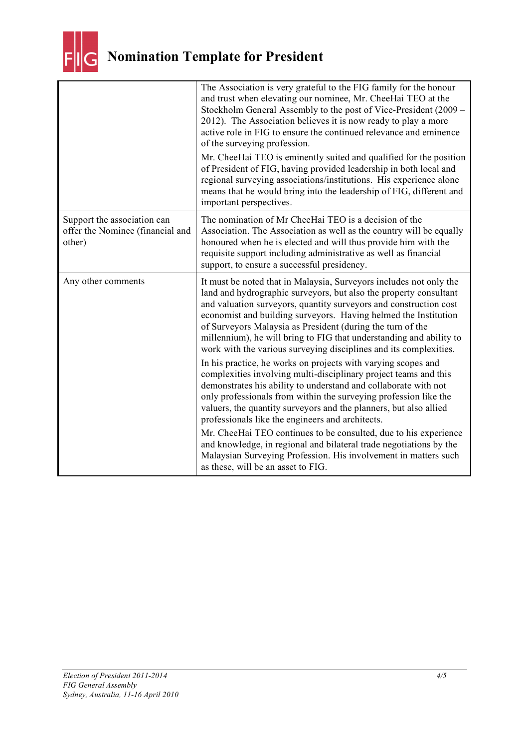# Nomination Template for President

| | |
|---|---|
| | The Association is very grateful to the FIG family for the honour and trust when elevating our nominee, Mr. CheeHai TEO at the Stockholm General Assembly to the post of Vice-President (2009 – 2012). The Association believes it is now ready to play a more active role in FIG to ensure the continued relevance and eminence of the surveying profession.<br><br>Mr. CheeHai TEO is eminently suited and qualified for the position of President of FIG, having provided leadership in both local and regional surveying associations/institutions. His experience alone means that he would bring into the leadership of FIG, different and important perspectives. |
| Support the association can offer the Nominee (financial and other) | The nomination of Mr CheeHai TEO is a decision of the Association. The Association as well as the country will be equally honoured when he is elected and will thus provide him with the requisite support including administrative as well as financial support, to ensure a successful presidency. |
| Any other comments | It must be noted that in Malaysia, Surveyors includes not only the land and hydrographic surveyors, but also the property consultant and valuation surveyors, quantity surveyors and construction cost economist and building surveyors. Having helmed the Institution of Surveyors Malaysia as President (during the turn of the millennium), he will bring to FIG that understanding and ability to work with the various surveying disciplines and its complexities.<br><br>In his practice, he works on projects with varying scopes and complexities involving multi-disciplinary project teams and this demonstrates his ability to understand and collaborate with not only professionals from within the surveying profession like the valuers, the quantity surveyors and the planners, but also allied professionals like the engineers and architects.<br><br>Mr. CheeHai TEO continues to be consulted, due to his experience and knowledge, in regional and bilateral trade negotiations by the Malaysian Surveying Profession. His involvement in matters such as these, will be an asset to FIG. |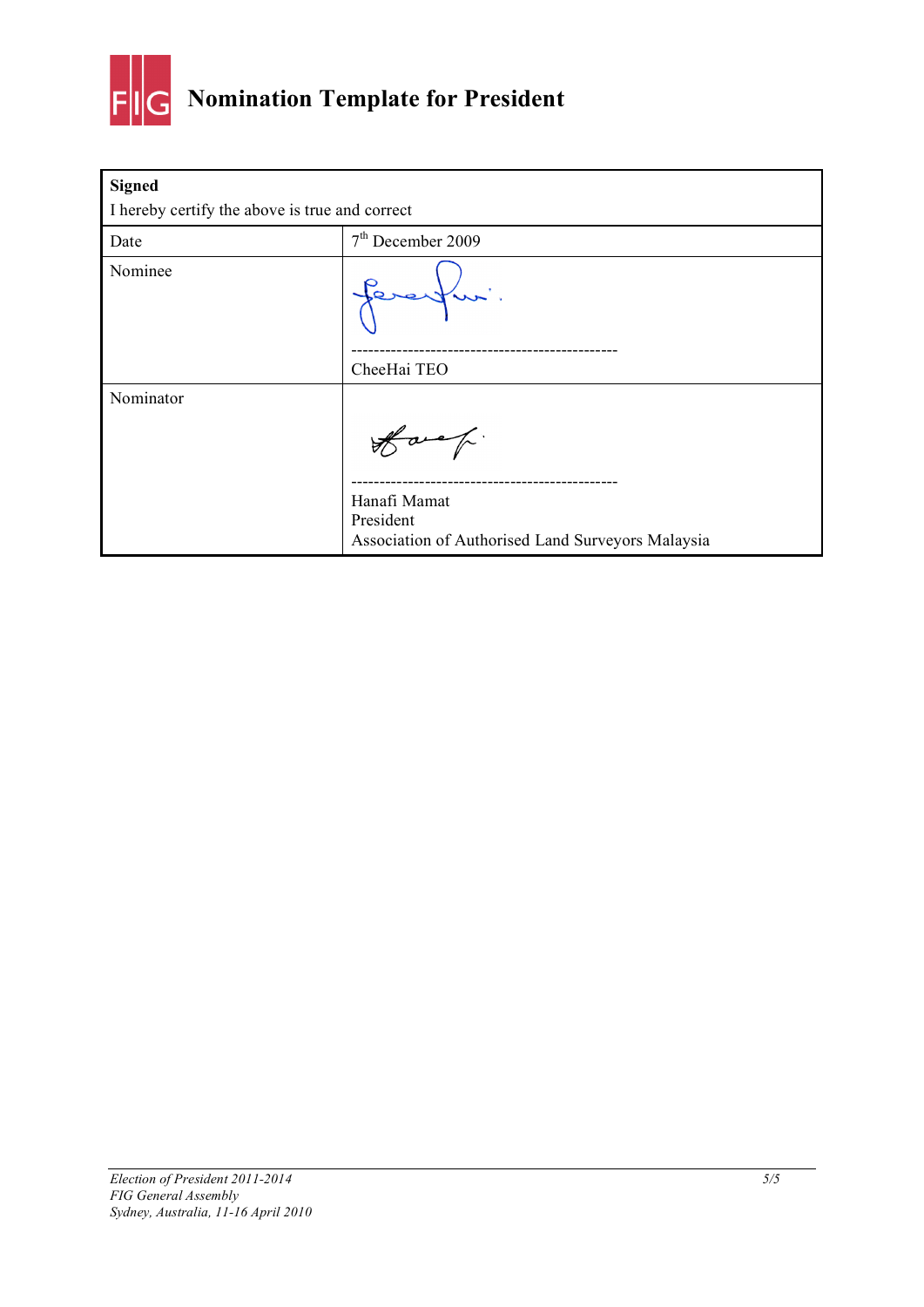# Nomination Template for President

| | |
|---|---|
| **Signed**<br>I hereby certify the above is true and correct | |
| Date | 7th December 2009 |
| Nominee | -----------------------------------------------<br>CheeHai TEO |
| Nominator | -----------------------------------------------<br>Hanafi Mamat<br>President<br>Association of Authorised Land Surveyors Malaysia |